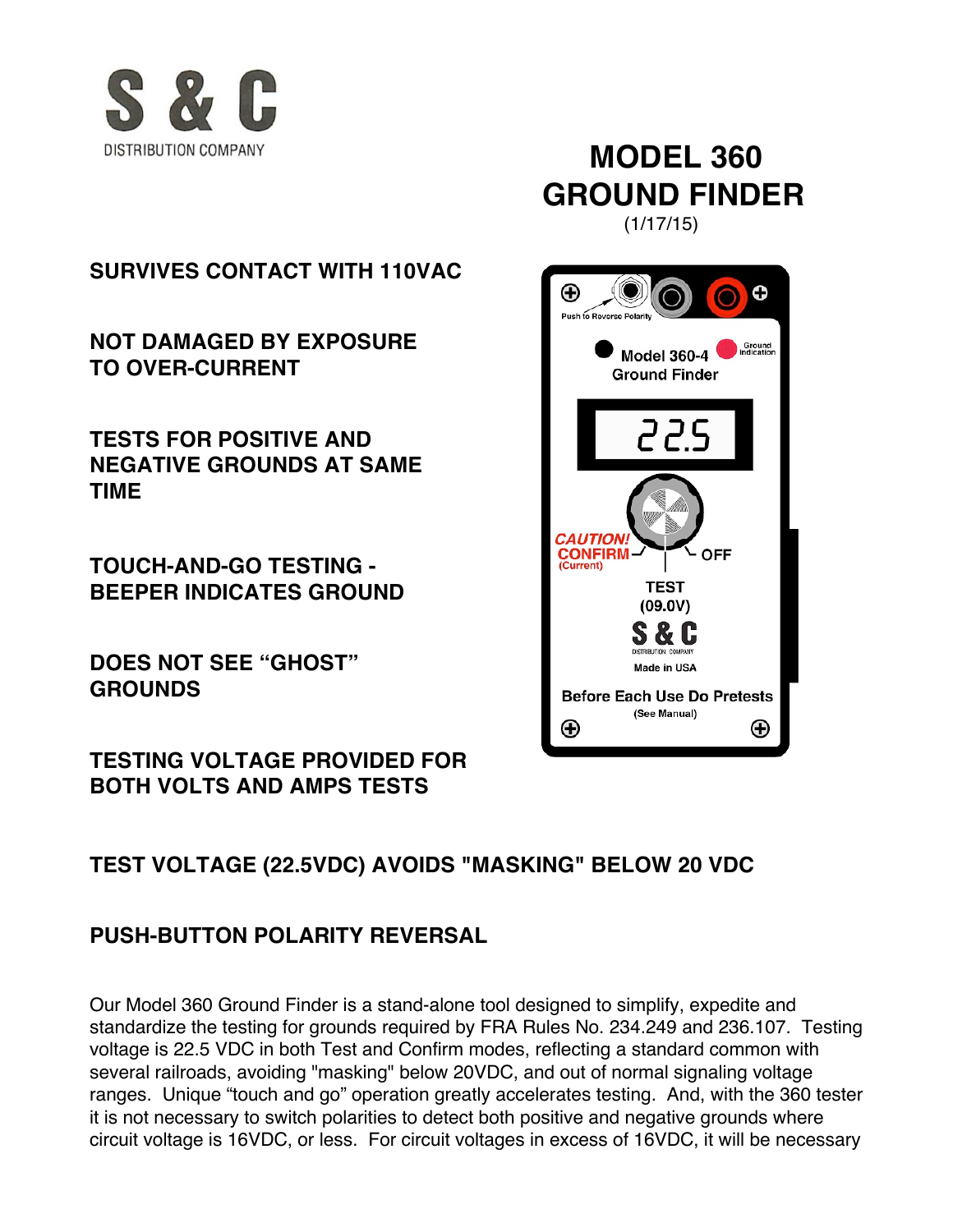S & C
DISTRIBUTION COMPANY

# MODEL 360 GROUND FINDER

(1/17/15)

**SURVIVES CONTACT WITH 110VAC**

**NOT DAMAGED BY EXPOSURE TO OVER-CURRENT**

**TESTS FOR POSITIVE AND NEGATIVE GROUNDS AT SAME TIME**

**TOUCH-AND-GO TESTING - BEEPER INDICATES GROUND**

**DOES NOT SEE "GHOST" GROUNDS**

**TESTING VOLTAGE PROVIDED FOR BOTH VOLTS AND AMPS TESTS**

**TEST VOLTAGE (22.5VDC) AVOIDS "MASKING" BELOW 20 VDC**

**PUSH-BUTTON POLARITY REVERSAL**

Our Model 360 Ground Finder is a stand-alone tool designed to simplify, expedite and standardize the testing for grounds required by FRA Rules No. 234.249 and 236.107. Testing voltage is 22.5 VDC in both Test and Confirm modes, reflecting a standard common with several railroads, avoiding "masking" below 20VDC, and out of normal signaling voltage ranges. Unique "touch and go" operation greatly accelerates testing. And, with the 360 tester it is not necessary to switch polarities to detect both positive and negative grounds where circuit voltage is 16VDC, or less. For circuit voltages in excess of 16VDC, it will be necessary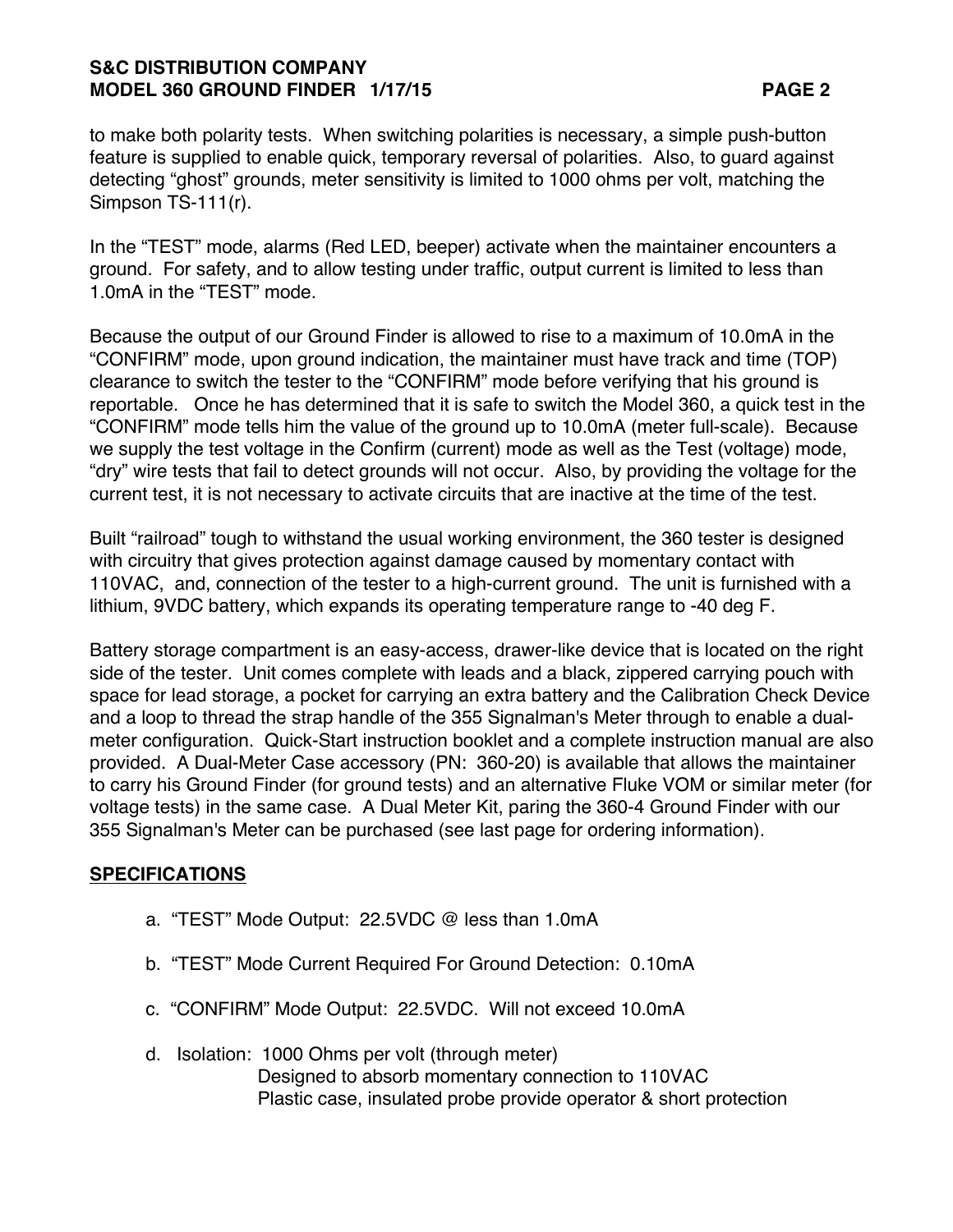to make both polarity tests. When switching polarities is necessary, a simple push-button feature is supplied to enable quick, temporary reversal of polarities. Also, to guard against detecting “ghost” grounds, meter sensitivity is limited to 1000 ohms per volt, matching the Simpson TS-111(r).

In the “TEST” mode, alarms (Red LED, beeper) activate when the maintainer encounters a ground. For safety, and to allow testing under traffic, output current is limited to less than 1.0mA in the “TEST” mode.

Because the output of our Ground Finder is allowed to rise to a maximum of 10.0mA in the “CONFIRM” mode, upon ground indication, the maintainer must have track and time (TOP) clearance to switch the tester to the “CONFIRM” mode before verifying that his ground is reportable. Once he has determined that it is safe to switch the Model 360, a quick test in the “CONFIRM” mode tells him the value of the ground up to 10.0mA (meter full-scale). Because we supply the test voltage in the Confirm (current) mode as well as the Test (voltage) mode, “dry” wire tests that fail to detect grounds will not occur. Also, by providing the voltage for the current test, it is not necessary to activate circuits that are inactive at the time of the test.

Built “railroad” tough to withstand the usual working environment, the 360 tester is designed with circuitry that gives protection against damage caused by momentary contact with 110VAC, and, connection of the tester to a high-current ground. The unit is furnished with a lithium, 9VDC battery, which expands its operating temperature range to -40 deg F.

Battery storage compartment is an easy-access, drawer-like device that is located on the right side of the tester. Unit comes complete with leads and a black, zippered carrying pouch with space for lead storage, a pocket for carrying an extra battery and the Calibration Check Device and a loop to thread the strap handle of the 355 Signalman's Meter through to enable a dual-meter configuration. Quick-Start instruction booklet and a complete instruction manual are also provided. A Dual-Meter Case accessory (PN: 360-20) is available that allows the maintainer to carry his Ground Finder (for ground tests) and an alternative Fluke VOM or similar meter (for voltage tests) in the same case. A Dual Meter Kit, paring the 360-4 Ground Finder with our 355 Signalman's Meter can be purchased (see last page for ordering information).

## SPECIFICATIONS

a. “TEST” Mode Output: 22.5VDC @ less than 1.0mA

b. “TEST” Mode Current Required For Ground Detection: 0.10mA

c. “CONFIRM” Mode Output: 22.5VDC. Will not exceed 10.0mA

d. Isolation: 1000 Ohms per volt (through meter)
   Designed to absorb momentary connection to 110VAC
   Plastic case, insulated probe provide operator & short protection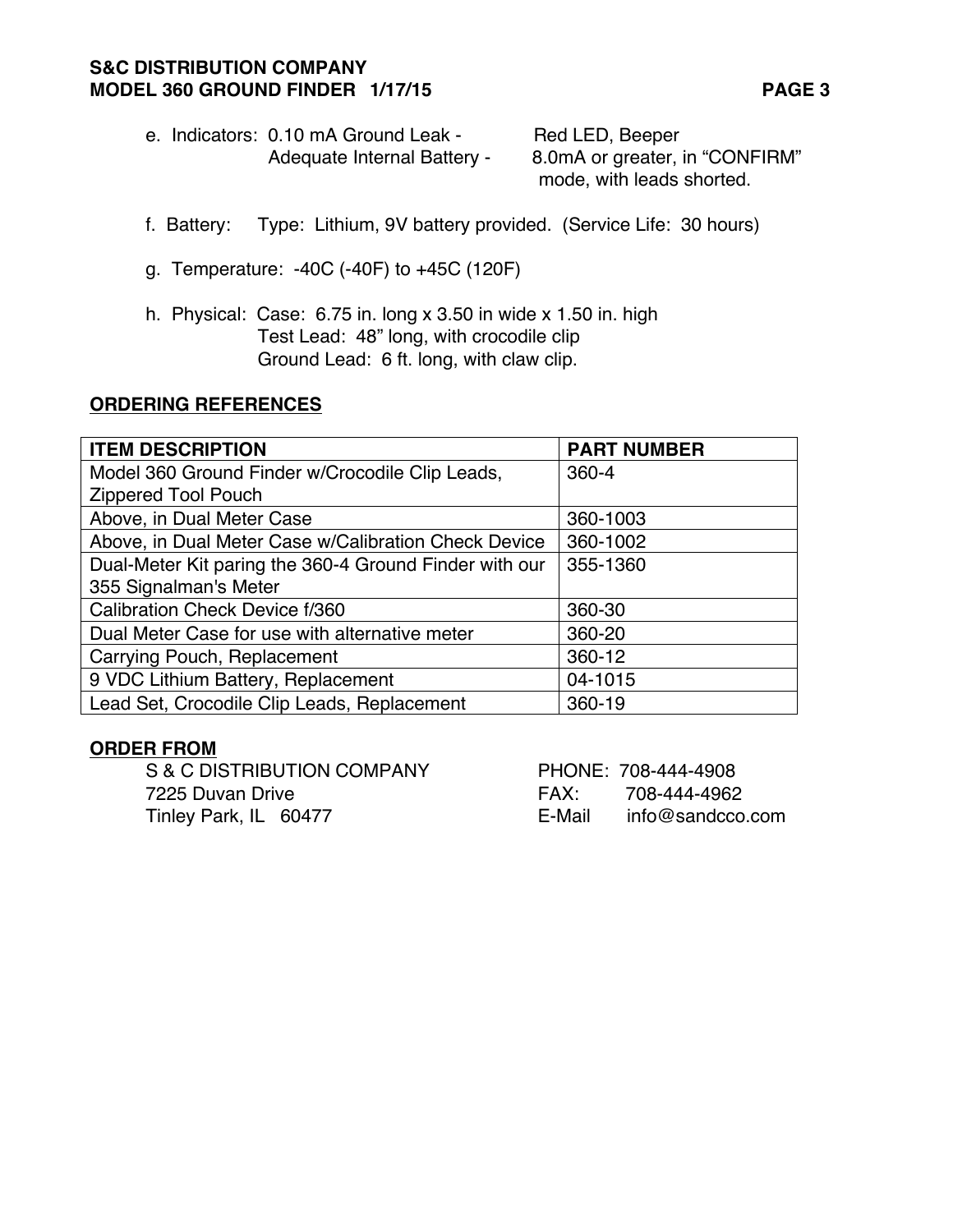e. Indicators: 0.10 mA Ground Leak - Red LED, Beeper
   Adequate Internal Battery - 8.0mA or greater, in “CONFIRM” mode, with leads shorted.

f. Battery: Type: Lithium, 9V battery provided. (Service Life: 30 hours)

g. Temperature: -40C (-40F) to +45C (120F)

h. Physical: Case: 6.75 in. long x 3.50 in wide x 1.50 in. high
   Test Lead: 48” long, with crocodile clip
   Ground Lead: 6 ft. long, with claw clip.

## ORDERING REFERENCES

| ITEM DESCRIPTION | PART NUMBER |
|---|---|
| Model 360 Ground Finder w/Crocodile Clip Leads, Zippered Tool Pouch | 360-4 |
| Above, in Dual Meter Case | 360-1003 |
| Above, in Dual Meter Case w/Calibration Check Device | 360-1002 |
| Dual-Meter Kit paring the 360-4 Ground Finder with our 355 Signalman's Meter | 355-1360 |
| Calibration Check Device f/360 | 360-30 |
| Dual Meter Case for use with alternative meter | 360-20 |
| Carrying Pouch, Replacement | 360-12 |
| 9 VDC Lithium Battery, Replacement | 04-1015 |
| Lead Set, Crocodile Clip Leads, Replacement | 360-19 |

## ORDER FROM

S & C DISTRIBUTION COMPANY
7225 Duvan Drive
Tinley Park, IL 60477

PHONE: 708-444-4908
FAX: 708-444-4962
E-Mail info@sandcco.com